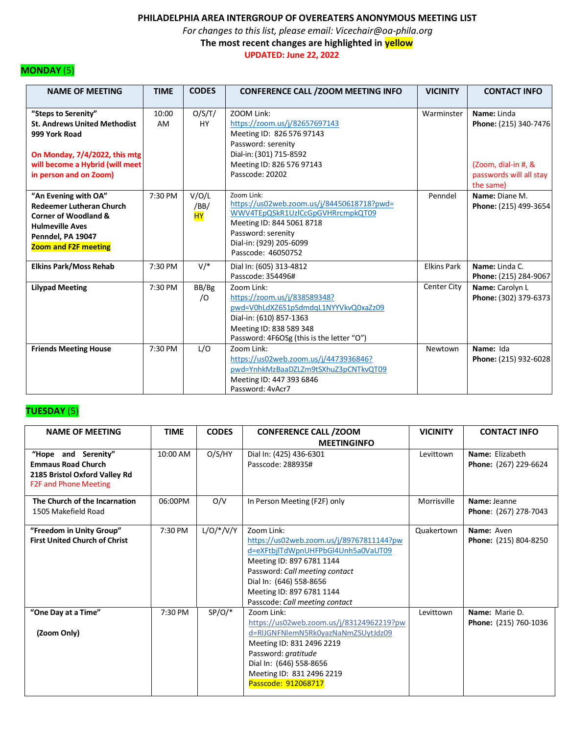# PHILADELPHIA AREA INTERGROUP OF OVEREATERS ANONYMOUS MEETING LIST

*For changes to this list, please email: Vicechair@oa-phila.org*

**The most recent changes are highlighted in yellow**

**UPDATED: June 22, 2022**

## MONDAY (5)

| NAME OF MEETING | TIME | CODES | CONFERENCE CALL /ZOOM MEETING INFO | VICINITY | CONTACT INFO |
|---|---|---|---|---|---|
| **"Steps to Serenity"** **St. Andrews United Methodist** **999 York Road** **On Monday, 7/4/2022, this mtg will become a Hybrid (will meet in person and on Zoom)** | 10:00 AM | O/S/T/HY | ZOOM Link: https://zoom.us/j/82657697143 Meeting ID: 826 576 97143 Password: serenity Dial-in: (301) 715-8592 Meeting ID: 826 576 97143 Passcode: 20202 | Warminster | **Name:** Linda **Phone:** (215) 340-7476 (Zoom, dial-in #, & passwords will all stay the same) |
| **"An Evening with OA"** **Redeemer Lutheran Church** **Corner of Woodland & Hulmeville Aves** **Pendel, PA 19047** **Zoom and F2F meeting** | 7:30 PM | V/O/L/BB/HY | Zoom Link: https://us02web.zoom.us/j/84450618718?pwd=WWV4TEpQSkR1UzlCcGpGVHRrcmpkQT09 Meeting ID: 844 5061 8718 Password: serenity Dial-in: (929) 205-6099 Passcode: 46050752 | Penndel | **Name:** Diane M. **Phone:** (215) 499-3654 |
| **Elkins Park/Moss Rehab** | 7:30 PM | V/* | Dial In: (605) 313-4812 Passcode: 354496# | Elkins Park | **Name:** Linda C. **Phone:** (215) 284-9067 |
| **Lilypad Meeting** | 7:30 PM | BB/Bg/O | Zoom Link: https://zoom.us/j/838589348?pwd=V0hLdXZ6S1pSdmdqL1NYYVkvQ0xaZz09 Dial-in: (610) 857-1363 Meeting ID: 838 589 348 Password: 4F6OSg (this is the letter "O") | Center City | **Name:** Carolyn L **Phone:** (302) 379-6373 |
| **Friends Meeting House** | 7:30 PM | L/O | Zoom Link: https://us02web.zoom.us/j/4473936846?pwd=YnhkMzBaaDZLZm9tSXhuZ3pCNTkvQT09 Meeting ID: 447 393 6846 Password: 4vAcr7 | Newtown | **Name:** Ida **Phone:** (215) 932-6028 |

## TUESDAY (5)

| NAME OF MEETING | TIME | CODES | CONFERENCE CALL /ZOOM MEETINGINFO | VICINITY | CONTACT INFO |
|---|---|---|---|---|---|
| **"Hope and Serenity"** **Emmaus Road Church** **2185 Bristol Oxford Valley Rd** F2F and Phone Meeting | 10:00 AM | O/S/HY | Dial In: (425) 436-6301 Passcode: 288935# | Levittown | **Name:** Elizabeth **Phone:** (267) 229-6624 |
| **The Church of the Incarnation** 1505 Makefield Road | 06:00PM | O/V | In Person Meeting (F2F) only | Morrisville | **Name:** Jeanne **Phone:** (267) 278-7043 |
| **"Freedom in Unity Group"** **First United Church of Christ** | 7:30 PM | L/O/*/V/Y | Zoom Link: https://us02web.zoom.us/j/89767811144?pwd=eXFtbjlTdWpnUHFPbGl4Unh5a0VaUT09 Meeting ID: 897 6781 1144 Password: *Call meeting contact* Dial In: (646) 558-8656 Meeting ID: 897 6781 1144 Passcode: *Call meeting contact* | Quakertown | **Name:** Aven **Phone:** (215) 804-8250 |
| **"One Day at a Time"** **(Zoom Only)** | 7:30 PM | SP/O/* | Zoom Link: https://us02web.zoom.us/j/83124962219?pwd=RlJGNFNlemN5Rk0yazNaNmZSUytJdz09 Meeting ID: 831 2496 2219 Password: *gratitude* Dial In: (646) 558-8656 Meeting ID: 831 2496 2219 Passcode: 912068717 | Levittown | **Name:** Marie D. **Phone:** (215) 760-1036 |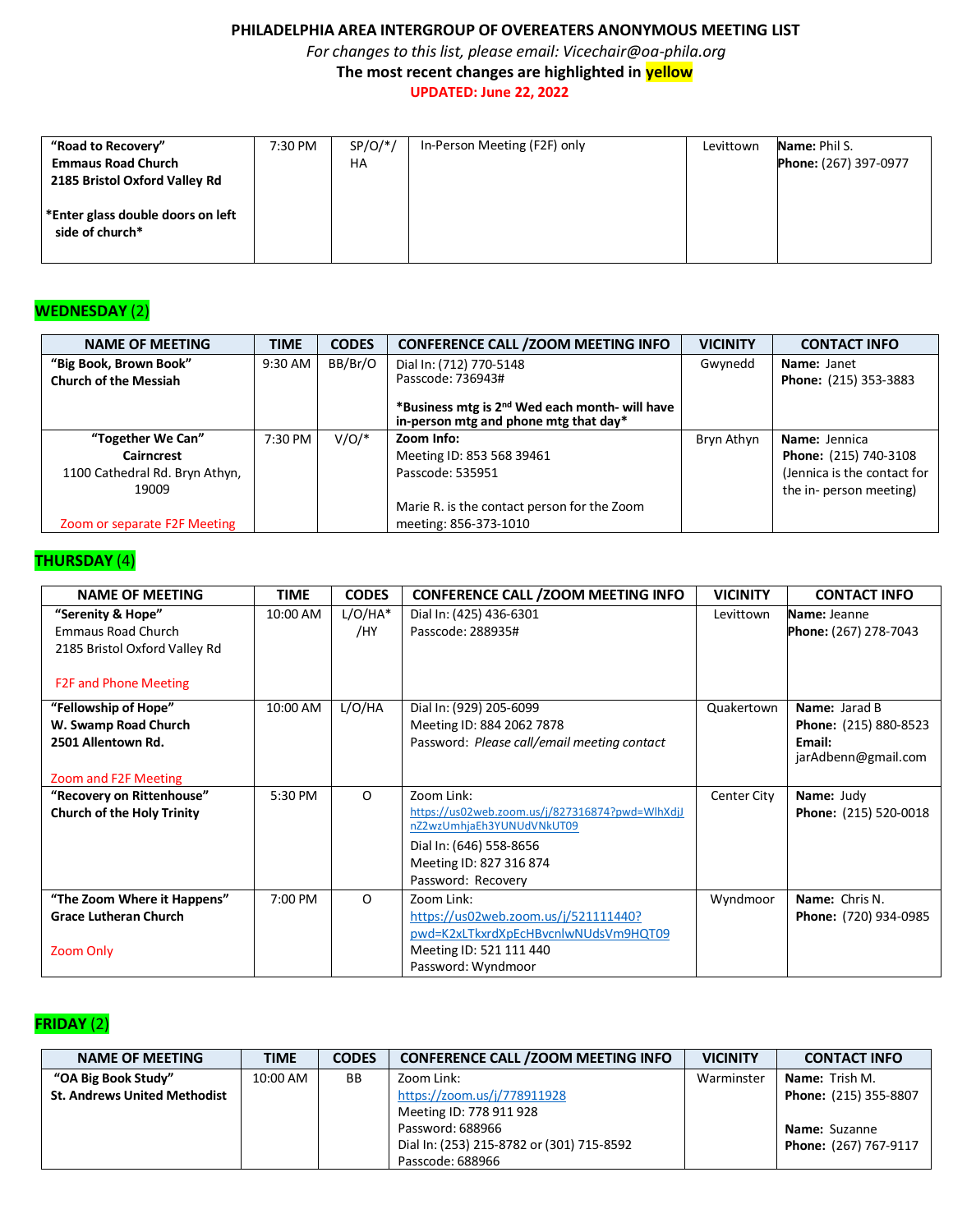**PHILADELPHIA AREA INTERGROUP OF OVEREATERS ANONYMOUS MEETING LIST**

*For changes to this list, please email: Vicechair@oa-phila.org*

**The most recent changes are highlighted in yellow**

**UPDATED: June 22, 2022**

| | | | | | |
|---|---|---|---|---|---|
| **"Road to Recovery"** **Emmaus Road Church** **2185 Bristol Oxford Valley Rd** <br><br> ***Enter glass double doors on left side of church*** | 7:30 PM | SP/O/*/ HA | In-Person Meeting (F2F) only | Levittown | **Name:** Phil S. <br> **Phone:** (267) 397-0977 |

## WEDNESDAY (2)

| NAME OF MEETING | TIME | CODES | CONFERENCE CALL /ZOOM MEETING INFO | VICINITY | CONTACT INFO |
|---|---|---|---|---|---|
| **"Big Book, Brown Book"** **Church of the Messiah** | 9:30 AM | BB/Br/O | Dial In: (712) 770-5148 <br> Passcode: 736943# <br><br> ***Business mtg is 2nd Wed each month- will have in-person mtg and phone mtg that day*** | Gwynedd | **Name:** Janet <br> **Phone:** (215) 353-3883 |
| **"Together We Can"** **Cairncrest** 1100 Cathedral Rd. Bryn Athyn, 19009 <br><br> Zoom or separate F2F Meeting | 7:30 PM | V/O/* | **Zoom Info:** <br> Meeting ID: 853 568 39461 <br> Passcode: 535951 <br><br> Marie R. is the contact person for the Zoom meeting: 856-373-1010 | Bryn Athyn | **Name:** Jennica <br> **Phone:** (215) 740-3108 <br> (Jennica is the contact for the in- person meeting) |

## THURSDAY (4)

| NAME OF MEETING | TIME | CODES | CONFERENCE CALL /ZOOM MEETING INFO | VICINITY | CONTACT INFO |
|---|---|---|---|---|---|
| **"Serenity & Hope"** Emmaus Road Church 2185 Bristol Oxford Valley Rd <br><br> F2F and Phone Meeting | 10:00 AM | L/O/HA* /HY | Dial In: (425) 436-6301 <br> Passcode: 288935# | Levittown | **Name:** Jeanne <br> **Phone:** (267) 278-7043 |
| **"Fellowship of Hope"** **W. Swamp Road Church** **2501 Allentown Rd.** <br><br> Zoom and F2F Meeting | 10:00 AM | L/O/HA | Dial In: (929) 205-6099 <br> Meeting ID: 884 2062 7878 <br> Password: *Please call/email meeting contact* | Quakertown | **Name:** Jarad B <br> **Phone:** (215) 880-8523 <br> **Email:** jarAdbenn@gmail.com |
| **"Recovery on Rittenhouse"** **Church of the Holy Trinity** | 5:30 PM | O | Zoom Link: <br> https://us02web.zoom.us/j/827316874?pwd=WlhXdjJnZ2wzUmhjaEh3YUNUdVNkUT09 <br> Dial In: (646) 558-8656 <br> Meeting ID: 827 316 874 <br> Password: Recovery | Center City | **Name:** Judy <br> **Phone:** (215) 520-0018 |
| **"The Zoom Where it Happens"** **Grace Lutheran Church** <br><br> Zoom Only | 7:00 PM | O | Zoom Link: <br> https://us02web.zoom.us/j/521111440?pwd=K2xLTkxrdXpEcHBvcnlwNUdsVm9HQT09 <br> Meeting ID: 521 111 440 <br> Password: Wyndmoor | Wyndmoor | **Name:** Chris N. <br> **Phone:** (720) 934-0985 |

## FRIDAY (2)

| NAME OF MEETING | TIME | CODES | CONFERENCE CALL /ZOOM MEETING INFO | VICINITY | CONTACT INFO |
|---|---|---|---|---|---|
| **"OA Big Book Study"** **St. Andrews United Methodist** | 10:00 AM | BB | Zoom Link: <br> https://zoom.us/j/778911928 <br> Meeting ID: 778 911 928 <br> Password: 688966 <br> Dial In: (253) 215-8782 or (301) 715-8592 <br> Passcode: 688966 | Warminster | **Name:** Trish M. <br> **Phone:** (215) 355-8807 <br><br> **Name:** Suzanne <br> **Phone:** (267) 767-9117 |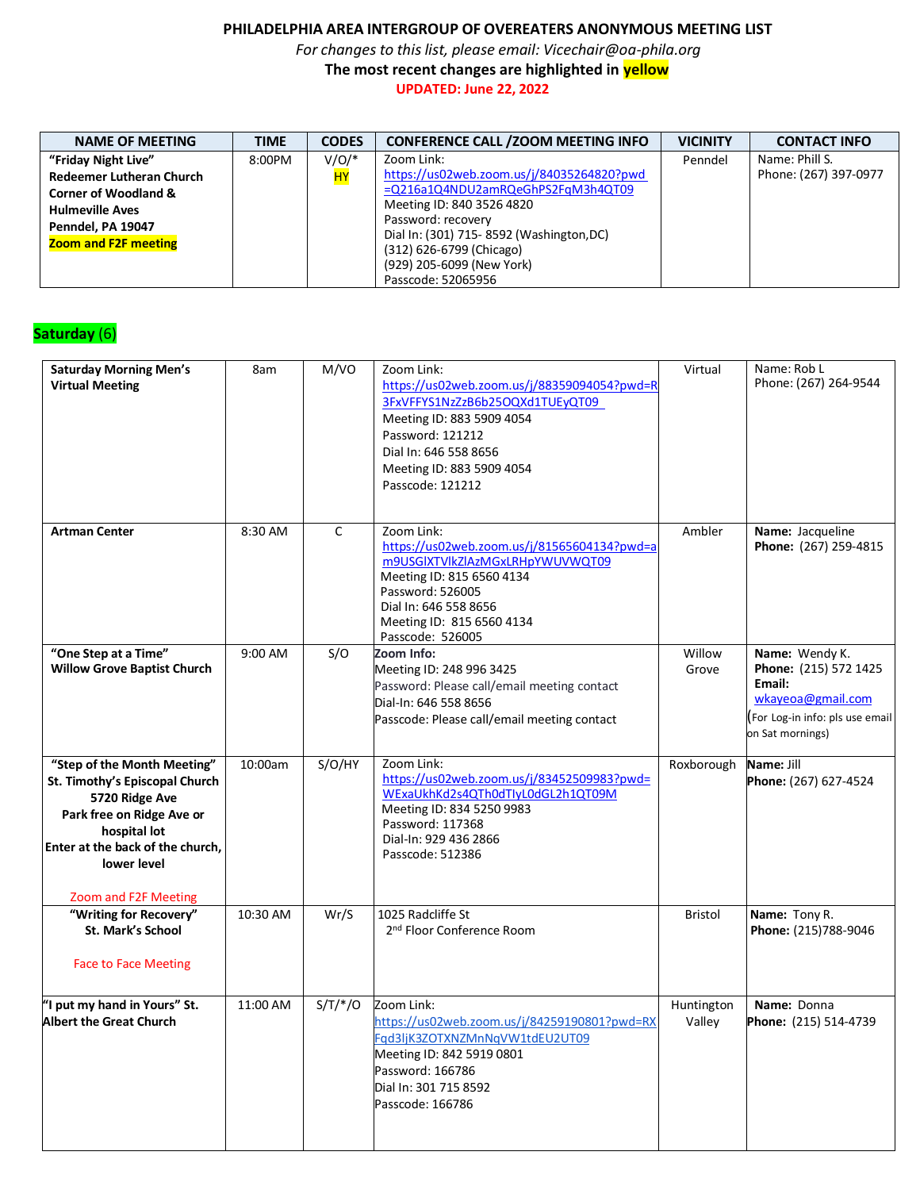**PHILADELPHIA AREA INTERGROUP OF OVEREATERS ANONYMOUS MEETING LIST**

*For changes to this list, please email: Vicechair@oa-phila.org*

**The most recent changes are highlighted in yellow**

**UPDATED: June 22, 2022**

| NAME OF MEETING | TIME | CODES | CONFERENCE CALL /ZOOM MEETING INFO | VICINITY | CONTACT INFO |
|---|---|---|---|---|---|
| **"Friday Night Live" Redeemer Lutheran Church Corner of Woodland & Hulmeville Aves Penndel, PA 19047 Zoom and F2F meeting** | 8:00PM | V/O/* HY | Zoom Link: https://us02web.zoom.us/j/84035264820?pwd=Q216a1Q4NDU2amRQeGhPS2FqM3h4QT09 Meeting ID: 840 3526 4820 Password: recovery Dial In: (301) 715- 8592 (Washington,DC) (312) 626-6799 (Chicago) (929) 205-6099 (New York) Passcode: 52065956 | Penndel | Name: Phill S. Phone: (267) 397-0977 |

## Saturday (6)

| NAME OF MEETING | TIME | CODES | CONFERENCE CALL /ZOOM MEETING INFO | VICINITY | CONTACT INFO |
|---|---|---|---|---|---|
| **Saturday Morning Men's Virtual Meeting** | 8am | M/VO | Zoom Link: https://us02web.zoom.us/j/88359094054?pwd=R3FxVFFYS1NzZzB6b25OQXd1TUEyQT09 Meeting ID: 883 5909 4054 Password: 121212 Dial In: 646 558 8656 Meeting ID: 883 5909 4054 Passcode: 121212 | Virtual | Name: Rob L Phone: (267) 264-9544 |
| **Artman Center** | 8:30 AM | C | Zoom Link: https://us02web.zoom.us/j/81565604134?pwd=am9USGlXTVlkZlAzMGxLRHpYWUVWQT09 Meeting ID: 815 6560 4134 Password: 526005 Dial In: 646 558 8656 Meeting ID: 815 6560 4134 Passcode: 526005 | Ambler | **Name:** Jacqueline **Phone:** (267) 259-4815 |
| **"One Step at a Time" Willow Grove Baptist Church** | 9:00 AM | S/O | **Zoom Info:** Meeting ID: 248 996 3425 Password: Please call/email meeting contact Dial-In: 646 558 8656 Passcode: Please call/email meeting contact | Willow Grove | **Name:** Wendy K. **Phone:** (215) 572 1425 **Email:** wkayeoa@gmail.com (For Log-in info: pls use email on Sat mornings) |
| **"Step of the Month Meeting" St. Timothy's Episcopal Church 5720 Ridge Ave Park free on Ridge Ave or hospital lot Enter at the back of the church, lower level** Zoom and F2F Meeting | 10:00am | S/O/HY | Zoom Link: https://us02web.zoom.us/j/83452509983?pwd=WExaUkhKd2s4QTh0dTlyL0dGL2h1QT09M Meeting ID: 834 5250 9983 Password: 117368 Dial-In: 929 436 2866 Passcode: 512386 | Roxborough | **Name:** Jill **Phone:** (267) 627-4524 |
| **"Writing for Recovery" St. Mark's School** Face to Face Meeting | 10:30 AM | Wr/S | 1025 Radcliffe St 2nd Floor Conference Room | Bristol | **Name:** Tony R. **Phone:** (215)788-9046 |
| **"I put my hand in Yours" St. Albert the Great Church** | 11:00 AM | S/T/*/O | Zoom Link: https://us02web.zoom.us/j/84259190801?pwd=RXFqd3ljK3ZOTXNZMnNqVW1tdEU2UT09 Meeting ID: 842 5919 0801 Password: 166786 Dial In: 301 715 8592 Passcode: 166786 | Huntington Valley | **Name:** Donna **Phone:** (215) 514-4739 |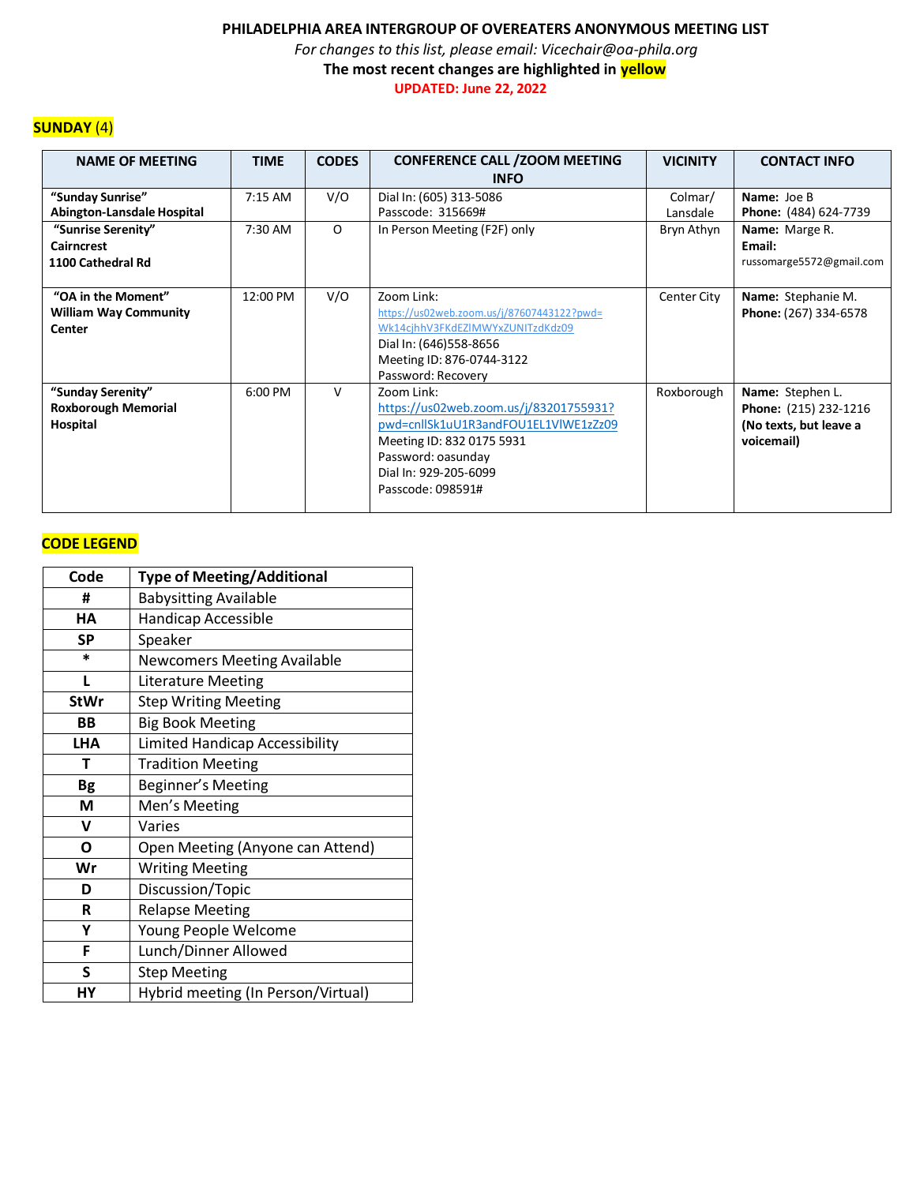**PHILADELPHIA AREA INTERGROUP OF OVEREATERS ANONYMOUS MEETING LIST**

*For changes to this list, please email: Vicechair@oa-phila.org*

**The most recent changes are highlighted in yellow**

**UPDATED: June 22, 2022**

## SUNDAY (4)

| NAME OF MEETING | TIME | CODES | CONFERENCE CALL /ZOOM MEETING INFO | VICINITY | CONTACT INFO |
|---|---|---|---|---|---|
| **"Sunday Sunrise" Abington-Lansdale Hospital** | 7:15 AM | V/O | Dial In: (605) 313-5086<br>Passcode: 315669# | Colmar/ Lansdale | **Name:** Joe B<br>**Phone:** (484) 624-7739 |
| **"Sunrise Serenity" Cairncrest 1100 Cathedral Rd** | 7:30 AM | O | In Person Meeting (F2F) only | Bryn Athyn | **Name:** Marge R.<br>**Email:** russomarge5572@gmail.com |
| **"OA in the Moment" William Way Community Center** | 12:00 PM | V/O | Zoom Link: https://us02web.zoom.us/j/87607443122?pwd=Wk14cjhhV3FKdEZlMWYxZUNITzdKdz09<br>Dial In: (646)558-8656<br>Meeting ID: 876-0744-3122<br>Password: Recovery | Center City | **Name:** Stephanie M.<br>**Phone:** (267) 334-6578 |
| **"Sunday Serenity" Roxborough Memorial Hospital** | 6:00 PM | V | Zoom Link: https://us02web.zoom.us/j/83201755931?pwd=cnllSk1uU1R3andFOU1EL1VlWE1zZz09<br>Meeting ID: 832 0175 5931<br>Password: oasunday<br>Dial In: 929-205-6099<br>Passcode: 098591# | Roxborough | **Name:** Stephen L.<br>**Phone:** (215) 232-1216<br>**(No texts, but leave a voicemail)** |

## CODE LEGEND

| Code | Type of Meeting/Additional |
|---|---|
| # | Babysitting Available |
| HA | Handicap Accessible |
| SP | Speaker |
| * | Newcomers Meeting Available |
| L | Literature Meeting |
| StWr | Step Writing Meeting |
| BB | Big Book Meeting |
| LHA | Limited Handicap Accessibility |
| T | Tradition Meeting |
| Bg | Beginner's Meeting |
| M | Men's Meeting |
| V | Varies |
| O | Open Meeting (Anyone can Attend) |
| Wr | Writing Meeting |
| D | Discussion/Topic |
| R | Relapse Meeting |
| Y | Young People Welcome |
| F | Lunch/Dinner Allowed |
| S | Step Meeting |
| HY | Hybrid meeting (In Person/Virtual) |